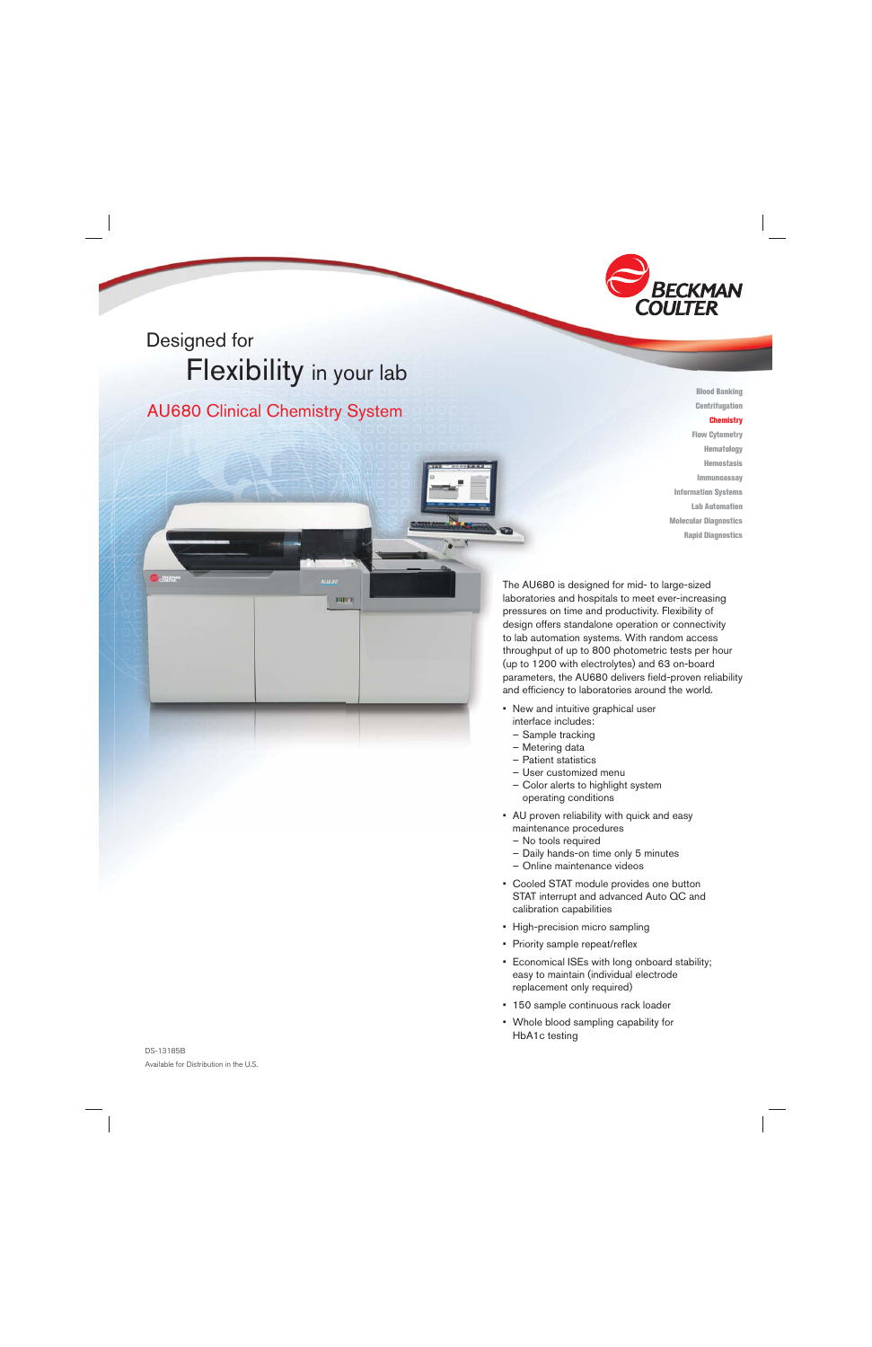BECKMAN COULTER

# Designed for Flexibility in your lab

## AU680 Clinical Chemistry System

Blood Banking
Centrifugation
**Chemistry**
Flow Cytometry
Hematology
Hemostasis
Immunoassay
Information Systems
Lab Automation
Molecular Diagnostics
Rapid Diagnostics

The AU680 is designed for mid- to large-sized laboratories and hospitals to meet ever-increasing pressures on time and productivity. Flexibility of design offers standalone operation or connectivity to lab automation systems. With random access throughput of up to 800 photometric tests per hour (up to 1200 with electrolytes) and 63 on-board parameters, the AU680 delivers field-proven reliability and efficiency to laboratories around the world.

- New and intuitive graphical user interface includes:
  - Sample tracking
  - Metering data
  - Patient statistics
  - User customized menu
  - Color alerts to highlight system operating conditions
- AU proven reliability with quick and easy maintenance procedures
  - No tools required
  - Daily hands-on time only 5 minutes
  - Online maintenance videos
- Cooled STAT module provides one button STAT interrupt and advanced Auto QC and calibration capabilities
- High-precision micro sampling
- Priority sample repeat/reflex
- Economical ISEs with long onboard stability; easy to maintain (individual electrode replacement only required)
- 150 sample continuous rack loader
- Whole blood sampling capability for HbA1c testing

DS-13185B
Available for Distribution in the U.S.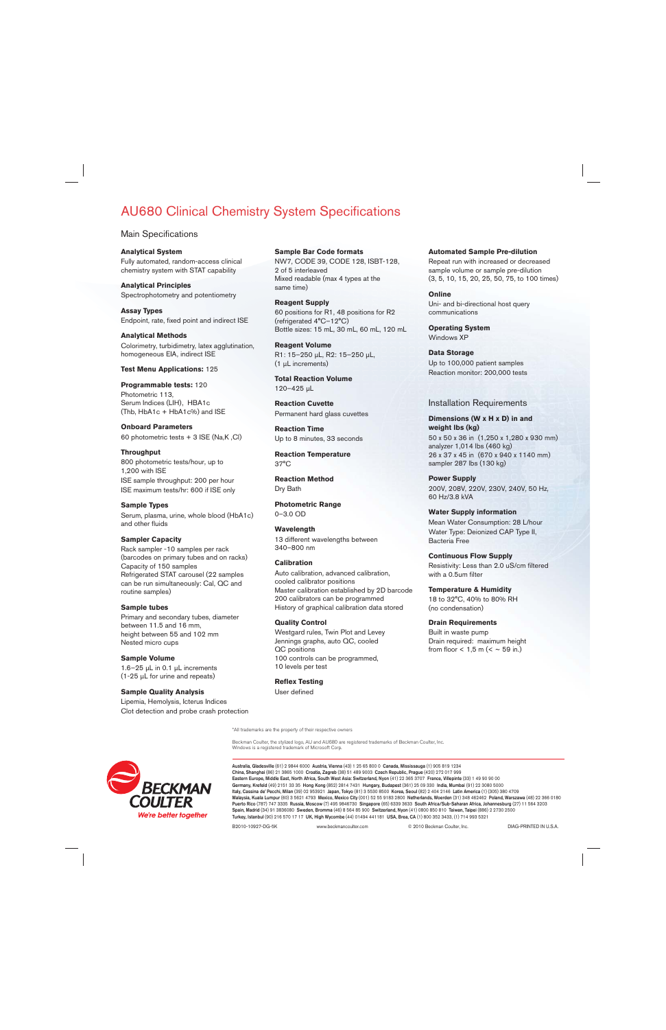# AU680 Clinical Chemistry System Specifications

## Main Specifications

**Analytical System**
Fully automated, random-access clinical chemistry system with STAT capability

**Analytical Principles**
Spectrophotometry and potentiometry

**Assay Types**
Endpoint, rate, fixed point and indirect ISE

**Analytical Methods**
Colorimetry, turbidimetry, latex agglutination, homogeneous EIA, indirect ISE

**Test Menu Applications:** 125

**Programmable tests:** 120
Photometric 113,
Serum Indices (LIH), HBA1c
(Thb, HbA1c + HbA1c%) and ISE

**Onboard Parameters**
60 photometric tests + 3 ISE (Na,K ,Cl)

**Throughput**
800 photometric tests/hour, up to 1,200 with ISE
ISE sample throughput: 200 per hour
ISE maximum tests/hr: 600 if ISE only

**Sample Types**
Serum, plasma, urine, whole blood (HbA1c) and other fluids

**Sampler Capacity**
Rack sampler -10 samples per rack (barcodes on primary tubes and on racks)
Capacity of 150 samples
Refrigerated STAT carousel (22 samples can be run simultaneously: Cal, QC and routine samples)

**Sample tubes**
Primary and secondary tubes, diameter between 11.5 and 16 mm,
height between 55 and 102 mm
Nested micro cups

**Sample Volume**
1.6–25 µL in 0.1 µL increments
(1-25 µL for urine and repeats)

**Sample Quality Analysis**
Lipemia, Hemolysis, Icterus Indices
Clot detection and probe crash protection

**Sample Bar Code formats**
NW7, CODE 39, CODE 128, ISBT-128, 2 of 5 interleaved
Mixed readable (max 4 types at the same time)

**Reagent Supply**
60 positions for R1, 48 positions for R2 (refrigerated 4°C–12°C)
Bottle sizes: 15 mL, 30 mL, 60 mL, 120 mL

**Reagent Volume**
R1: 15–250 µL, R2: 15–250 µL,
(1 µL increments)

**Total Reaction Volume**
120–425 µL

**Reaction Cuvette**
Permanent hard glass cuvettes

**Reaction Time**
Up to 8 minutes, 33 seconds

**Reaction Temperature**
37°C

**Reaction Method**
Dry Bath

**Photometric Range**
0–3.0 OD

**Wavelength**
13 different wavelengths between 340–800 nm

**Calibration**
Auto calibration, advanced calibration, cooled calibrator positions
Master calibration established by 2D barcode
200 calibrators can be programmed
History of graphical calibration data stored

**Quality Control**
Westgard rules, Twin Plot and Levey Jennings graphs, auto QC, cooled QC positions
100 controls can be programmed,
10 levels per test

**Reflex Testing**
User defined

**Automated Sample Pre-dilution**
Repeat run with increased or decreased sample volume or sample pre-dilution
(3, 5, 10, 15, 20, 25, 50, 75, to 100 times)

**Online**
Uni- and bi-directional host query communications

**Operating System**
Windows XP

**Data Storage**
Up to 100,000 patient samples
Reaction monitor: 200,000 tests

## Installation Requirements

**Dimensions (W x H x D) in and weight lbs (kg)**
50 x 50 x 36 in (1,250 x 1,280 x 930 mm) analyzer 1,014 lbs (460 kg)
26 x 37 x 45 in (670 x 940 x 1140 mm) sampler 287 lbs (130 kg)

**Power Supply**
200V, 208V, 220V, 230V, 240V, 50 Hz, 60 Hz/3.8 kVA

**Water Supply information**
Mean Water Consumption: 28 L/hour
Water Type: Deionized CAP Type II, Bacteria Free

**Continuous Flow Supply**
Resistivity: Less than 2.0 uS/cm filtered with a 0.5um filter

**Temperature & Humidity**
18 to 32°C, 40% to 80% RH
(no condensation)

**Drain Requirements**
Built in waste pump
Drain required: maximum height from floor < 1,5 m (< ~ 59 in.)

*All trademarks are the property of their respective owners

Beckman Coulter, the stylized logo, AU and AU680 are registered trademarks of Beckman Coulter, Inc.
Windows is a registered trademark of Microsoft Corp.

BECKMAN COULTER
*We're better together*

**Australia, Gladesville** (61) 2 9844 6000 **Austria, Vienna** (43) 1 25 65 800 0 **Canada, Mississauga** (1) 905 819 1234
**China, Shanghai** (86) 21 3865 1000 **Croatia, Zagreb** (38) 51 489 9003 **Czech Republic, Prague** (420) 272 017 999
**Eastern Europe, Middle East, North Africa, South West Asia: Switzerland, Nyon** (41) 22 365 3707 **France, Villepinte** (33) 1 49 90 90 00
**Germany, Krefeld** (49) 2151 33 35 **Hong Kong** (852) 2814 7431 **Hungary, Budapest** (361) 25 09 330 **India, Mumbai** (91) 22 3080 5000
**Italy, Cassina de' Pecchi, Milan** (39) 02 953921 **Japan, Tokyo** (81) 3 5530 8500 **Korea, Seoul** (82) 2 404 2146 **Latin America** (1) (305) 380 4709
**Malaysia, Kuala Lumpur** (60) 3 5621 4793 **Mexico, Mexico City** (001) 52 55 9183 2800 **Netherlands, Woerden** (31) 348 462462 **Poland, Warszawa** (48) 22 366 0180
**Puerto Rico** (787) 747 3335 **Russia, Moscow** (7) 495 9846730 **Singapore** (65) 6339 3633 **South Africa/Sub-Saharan Africa, Johannesburg** (27) 11 564 3203
**Spain, Madrid** (34) 91 3836080 **Sweden, Bromma** (46) 8 564 85 900 **Switzerland, Nyon** (41) 0800 850 810 **Taiwan, Taipei** (886) 2 2730 2500
**Turkey, Istanbul** (90) 216 570 17 17 **UK, High Wycombe** (44) 01494 441181 **USA, Brea, CA** (1) 800 352 3433, (1) 714 993 5321

B2010-10927-DG-5K www.beckmancoulter.com © 2010 Beckman Coulter, Inc. DIAG-PRINTED IN U.S.A.